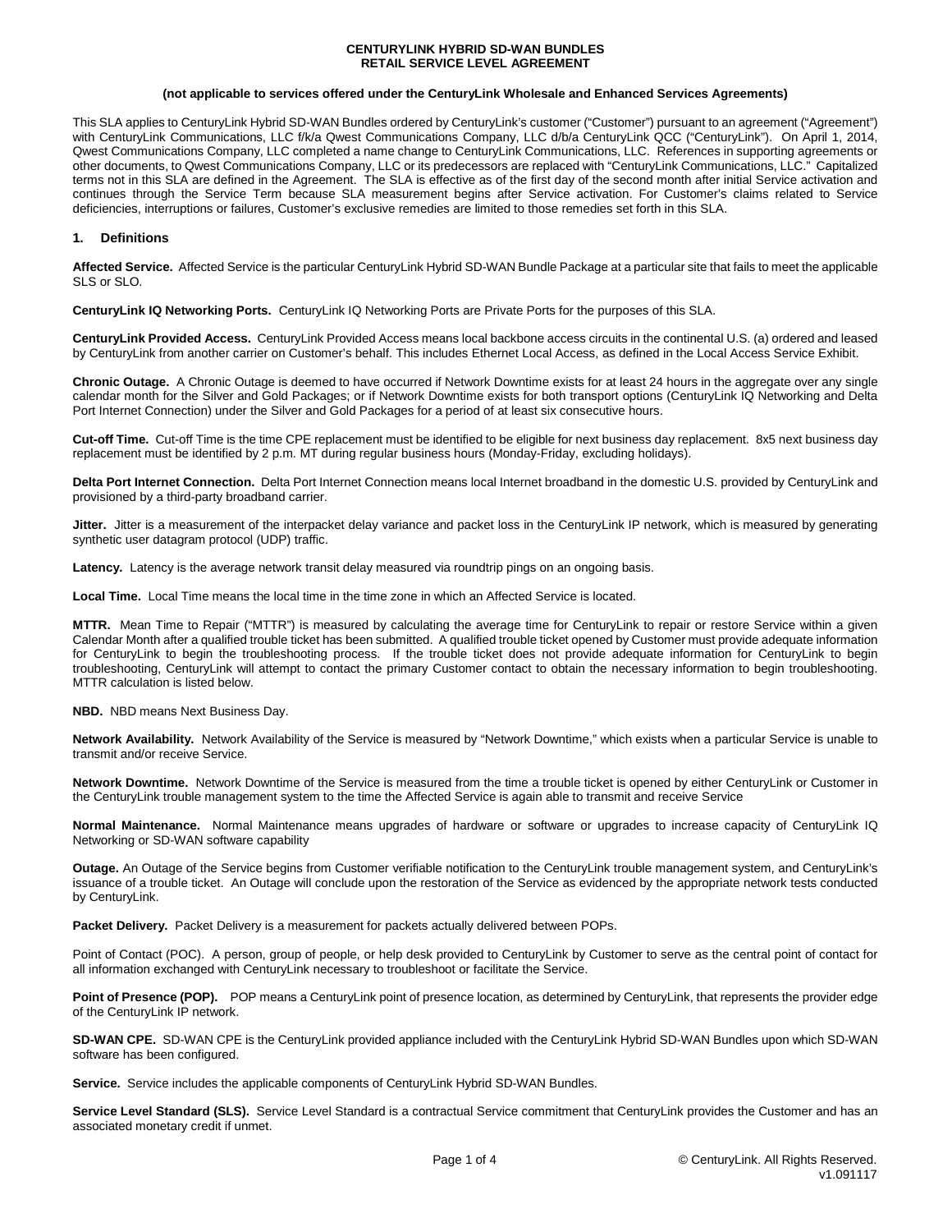**CENTURYLINK HYBRID SD-WAN BUNDLES**
**RETAIL SERVICE LEVEL AGREEMENT**

**(not applicable to services offered under the CenturyLink Wholesale and Enhanced Services Agreements)**

This SLA applies to CenturyLink Hybrid SD-WAN Bundles ordered by CenturyLink's customer ("Customer") pursuant to an agreement ("Agreement") with CenturyLink Communications, LLC f/k/a Qwest Communications Company, LLC d/b/a CenturyLink QCC ("CenturyLink"). On April 1, 2014, Qwest Communications Company, LLC completed a name change to CenturyLink Communications, LLC. References in supporting agreements or other documents, to Qwest Communications Company, LLC or its predecessors are replaced with "CenturyLink Communications, LLC." Capitalized terms not in this SLA are defined in the Agreement. The SLA is effective as of the first day of the second month after initial Service activation and continues through the Service Term because SLA measurement begins after Service activation. For Customer's claims related to Service deficiencies, interruptions or failures, Customer's exclusive remedies are limited to those remedies set forth in this SLA.

## 1. Definitions

**Affected Service.** Affected Service is the particular CenturyLink Hybrid SD-WAN Bundle Package at a particular site that fails to meet the applicable SLS or SLO.

**CenturyLink IQ Networking Ports.** CenturyLink IQ Networking Ports are Private Ports for the purposes of this SLA.

**CenturyLink Provided Access.** CenturyLink Provided Access means local backbone access circuits in the continental U.S. (a) ordered and leased by CenturyLink from another carrier on Customer's behalf. This includes Ethernet Local Access, as defined in the Local Access Service Exhibit.

**Chronic Outage.** A Chronic Outage is deemed to have occurred if Network Downtime exists for at least 24 hours in the aggregate over any single calendar month for the Silver and Gold Packages; or if Network Downtime exists for both transport options (CenturyLink IQ Networking and Delta Port Internet Connection) under the Silver and Gold Packages for a period of at least six consecutive hours.

**Cut-off Time.** Cut-off Time is the time CPE replacement must be identified to be eligible for next business day replacement. 8x5 next business day replacement must be identified by 2 p.m. MT during regular business hours (Monday-Friday, excluding holidays).

**Delta Port Internet Connection.** Delta Port Internet Connection means local Internet broadband in the domestic U.S. provided by CenturyLink and provisioned by a third-party broadband carrier.

**Jitter.** Jitter is a measurement of the interpacket delay variance and packet loss in the CenturyLink IP network, which is measured by generating synthetic user datagram protocol (UDP) traffic.

**Latency.** Latency is the average network transit delay measured via roundtrip pings on an ongoing basis.

**Local Time.** Local Time means the local time in the time zone in which an Affected Service is located.

**MTTR.** Mean Time to Repair ("MTTR") is measured by calculating the average time for CenturyLink to repair or restore Service within a given Calendar Month after a qualified trouble ticket has been submitted. A qualified trouble ticket opened by Customer must provide adequate information for CenturyLink to begin the troubleshooting process. If the trouble ticket does not provide adequate information for CenturyLink to begin troubleshooting, CenturyLink will attempt to contact the primary Customer contact to obtain the necessary information to begin troubleshooting. MTTR calculation is listed below.

**NBD.** NBD means Next Business Day.

**Network Availability.** Network Availability of the Service is measured by "Network Downtime," which exists when a particular Service is unable to transmit and/or receive Service.

**Network Downtime.** Network Downtime of the Service is measured from the time a trouble ticket is opened by either CenturyLink or Customer in the CenturyLink trouble management system to the time the Affected Service is again able to transmit and receive Service

**Normal Maintenance.** Normal Maintenance means upgrades of hardware or software or upgrades to increase capacity of CenturyLink IQ Networking or SD-WAN software capability

**Outage.** An Outage of the Service begins from Customer verifiable notification to the CenturyLink trouble management system, and CenturyLink's issuance of a trouble ticket. An Outage will conclude upon the restoration of the Service as evidenced by the appropriate network tests conducted by CenturyLink.

**Packet Delivery.** Packet Delivery is a measurement for packets actually delivered between POPs.

Point of Contact (POC). A person, group of people, or help desk provided to CenturyLink by Customer to serve as the central point of contact for all information exchanged with CenturyLink necessary to troubleshoot or facilitate the Service.

**Point of Presence (POP).** POP means a CenturyLink point of presence location, as determined by CenturyLink, that represents the provider edge of the CenturyLink IP network.

**SD-WAN CPE.** SD-WAN CPE is the CenturyLink provided appliance included with the CenturyLink Hybrid SD-WAN Bundles upon which SD-WAN software has been configured.

**Service.** Service includes the applicable components of CenturyLink Hybrid SD-WAN Bundles.

**Service Level Standard (SLS).** Service Level Standard is a contractual Service commitment that CenturyLink provides the Customer and has an associated monetary credit if unmet.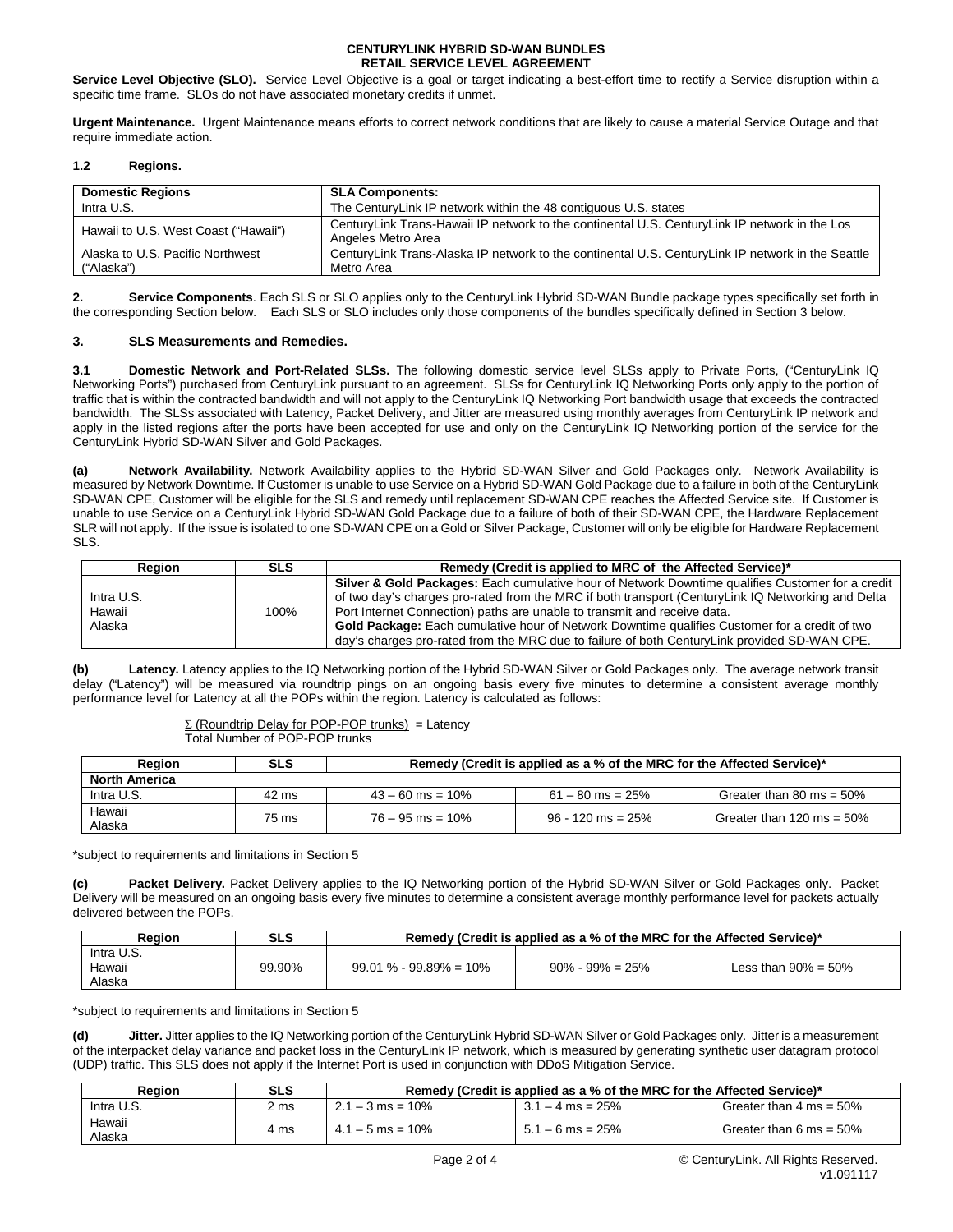**Service Level Objective (SLO).** Service Level Objective is a goal or target indicating a best-effort time to rectify a Service disruption within a specific time frame. SLOs do not have associated monetary credits if unmet.

**Urgent Maintenance.** Urgent Maintenance means efforts to correct network conditions that are likely to cause a material Service Outage and that require immediate action.

### 1.2 Regions.

| Domestic Regions | SLA Components: |
|---|---|
| Intra U.S. | The CenturyLink IP network within the 48 contiguous U.S. states |
| Hawaii to U.S. West Coast ("Hawaii") | CenturyLink Trans-Hawaii IP network to the continental U.S. CenturyLink IP network in the Los Angeles Metro Area |
| Alaska to U.S. Pacific Northwest ("Alaska") | CenturyLink Trans-Alaska IP network to the continental U.S. CenturyLink IP network in the Seattle Metro Area |

**2. Service Components**. Each SLS or SLO applies only to the CenturyLink Hybrid SD-WAN Bundle package types specifically set forth in the corresponding Section below. Each SLS or SLO includes only those components of the bundles specifically defined in Section 3 below.

### 3. SLS Measurements and Remedies.

**3.1 Domestic Network and Port-Related SLSs.** The following domestic service level SLSs apply to Private Ports, ("CenturyLink IQ Networking Ports") purchased from CenturyLink pursuant to an agreement. SLSs for CenturyLink IQ Networking Ports only apply to the portion of traffic that is within the contracted bandwidth and will not apply to the CenturyLink IQ Networking Port bandwidth usage that exceeds the contracted bandwidth. The SLSs associated with Latency, Packet Delivery, and Jitter are measured using monthly averages from CenturyLink IP network and apply in the listed regions after the ports have been accepted for use and only on the CenturyLink IQ Networking portion of the service for the CenturyLink Hybrid SD-WAN Silver and Gold Packages.

**(a) Network Availability.** Network Availability applies to the Hybrid SD-WAN Silver and Gold Packages only. Network Availability is measured by Network Downtime. If Customer is unable to use Service on a Hybrid SD-WAN Gold Package due to a failure in both of the CenturyLink SD-WAN CPE, Customer will be eligible for the SLS and remedy until replacement SD-WAN CPE reaches the Affected Service site. If Customer is unable to use Service on a CenturyLink Hybrid SD-WAN Gold Package due to a failure of both of their SD-WAN CPE, the Hardware Replacement SLR will not apply. If the issue is isolated to one SD-WAN CPE on a Gold or Silver Package, Customer will only be eligible for Hardware Replacement SLS.

| Region | SLS | Remedy (Credit is applied to MRC of the Affected Service)* |
|---|---|---|
| Intra U.S.<br>Hawaii<br>Alaska | 100% | **Silver & Gold Packages:** Each cumulative hour of Network Downtime qualifies Customer for a credit of two day's charges pro-rated from the MRC if both transport (CenturyLink IQ Networking and Delta Port Internet Connection) paths are unable to transmit and receive data.<br>**Gold Package:** Each cumulative hour of Network Downtime qualifies Customer for a credit of two day's charges pro-rated from the MRC due to failure of both CenturyLink provided SD-WAN CPE. |

**(b) Latency.** Latency applies to the IQ Networking portion of the Hybrid SD-WAN Silver or Gold Packages only. The average network transit delay ("Latency") will be measured via roundtrip pings on an ongoing basis every five minutes to determine a consistent average monthly performance level for Latency at all the POPs within the region. Latency is calculated as follows:

$$\frac{\Sigma \text{ (Roundtrip Delay for POP-POP trunks)}}{\text{Total Number of POP-POP trunks}} = \text{Latency}$$

| Region | SLS | Remedy (Credit is applied as a % of the MRC for the Affected Service)* | | |
|---|---|---|---|---|
| **North America** | | | | |
| Intra U.S. | 42 ms | 43 – 60 ms = 10% | 61 – 80 ms = 25% | Greater than 80 ms = 50% |
| Hawaii<br>Alaska | 75 ms | 76 – 95 ms = 10% | 96 - 120 ms = 25% | Greater than 120 ms = 50% |

*subject to requirements and limitations in Section 5

**(c) Packet Delivery.** Packet Delivery applies to the IQ Networking portion of the Hybrid SD-WAN Silver or Gold Packages only. Packet Delivery will be measured on an ongoing basis every five minutes to determine a consistent average monthly performance level for packets actually delivered between the POPs.

| Region | SLS | Remedy (Credit is applied as a % of the MRC for the Affected Service)* | | |
|---|---|---|---|---|
| Intra U.S.<br>Hawaii<br>Alaska | 99.90% | 99.01 % - 99.89% = 10% | 90% - 99% = 25% | Less than 90% = 50% |

*subject to requirements and limitations in Section 5

**(d) Jitter.** Jitter applies to the IQ Networking portion of the CenturyLink Hybrid SD-WAN Silver or Gold Packages only. Jitter is a measurement of the interpacket delay variance and packet loss in the CenturyLink IP network, which is measured by generating synthetic user datagram protocol (UDP) traffic. This SLS does not apply if the Internet Port is used in conjunction with DDoS Mitigation Service.

| Region | SLS | Remedy (Credit is applied as a % of the MRC for the Affected Service)* | | |
|---|---|---|---|---|
| Intra U.S. | 2 ms | 2.1 – 3 ms = 10% | 3.1 – 4 ms = 25% | Greater than 4 ms = 50% |
| Hawaii<br>Alaska | 4 ms | 4.1 – 5 ms = 10% | 5.1 – 6 ms = 25% | Greater than 6 ms = 50% |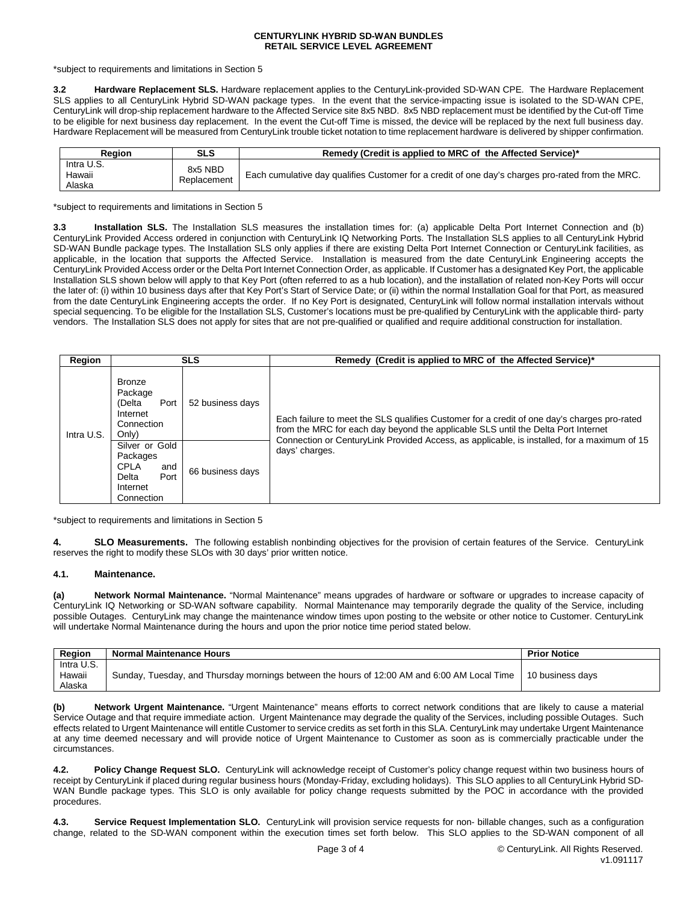\*subject to requirements and limitations in Section 5

**3.2 Hardware Replacement SLS.** Hardware replacement applies to the CenturyLink-provided SD-WAN CPE. The Hardware Replacement SLS applies to all CenturyLink Hybrid SD-WAN package types. In the event that the service-impacting issue is isolated to the SD-WAN CPE, CenturyLink will drop-ship replacement hardware to the Affected Service site 8x5 NBD. 8x5 NBD replacement must be identified by the Cut-off Time to be eligible for next business day replacement. In the event the Cut-off Time is missed, the device will be replaced by the next full business day. Hardware Replacement will be measured from CenturyLink trouble ticket notation to time replacement hardware is delivered by shipper confirmation.

| Region | SLS | Remedy (Credit is applied to MRC of the Affected Service)* |
|---|---|---|
| Intra U.S. Hawaii Alaska | 8x5 NBD Replacement | Each cumulative day qualifies Customer for a credit of one day's charges pro-rated from the MRC. |

\*subject to requirements and limitations in Section 5

**3.3 Installation SLS.** The Installation SLS measures the installation times for: (a) applicable Delta Port Internet Connection and (b) CenturyLink Provided Access ordered in conjunction with CenturyLink IQ Networking Ports. The Installation SLS applies to all CenturyLink Hybrid SD-WAN Bundle package types. The Installation SLS only applies if there are existing Delta Port Internet Connection or CenturyLink facilities, as applicable, in the location that supports the Affected Service. Installation is measured from the date CenturyLink Engineering accepts the CenturyLink Provided Access order or the Delta Port Internet Connection Order, as applicable. If Customer has a designated Key Port, the applicable Installation SLS shown below will apply to that Key Port (often referred to as a hub location), and the installation of related non-Key Ports will occur the later of: (i) within 10 business days after that Key Port's Start of Service Date; or (ii) within the normal Installation Goal for that Port, as measured from the date CenturyLink Engineering accepts the order. If no Key Port is designated, CenturyLink will follow normal installation intervals without special sequencing. To be eligible for the Installation SLS, Customer's locations must be pre-qualified by CenturyLink with the applicable third- party vendors. The Installation SLS does not apply for sites that are not pre-qualified or qualified and require additional construction for installation.

| Region | SLS | | Remedy (Credit is applied to MRC of the Affected Service)* |
|---|---|---|---|
| Intra U.S. | Bronze Package (Delta Port Internet Connection Only) | 52 business days | Each failure to meet the SLS qualifies Customer for a credit of one day's charges pro-rated from the MRC for each day beyond the applicable SLS until the Delta Port Internet Connection or CenturyLink Provided Access, as applicable, is installed, for a maximum of 15 days' charges. |
| | Silver or Gold Packages CPLA and Delta Port Internet Connection | 66 business days | |

\*subject to requirements and limitations in Section 5

**4. SLO Measurements.** The following establish nonbinding objectives for the provision of certain features of the Service. CenturyLink reserves the right to modify these SLOs with 30 days' prior written notice.

**4.1. Maintenance.**

**(a) Network Normal Maintenance.** "Normal Maintenance" means upgrades of hardware or software or upgrades to increase capacity of CenturyLink IQ Networking or SD-WAN software capability. Normal Maintenance may temporarily degrade the quality of the Service, including possible Outages. CenturyLink may change the maintenance window times upon posting to the website or other notice to Customer. CenturyLink will undertake Normal Maintenance during the hours and upon the prior notice time period stated below.

| Region | Normal Maintenance Hours | Prior Notice |
|---|---|---|
| Intra U.S. Hawaii Alaska | Sunday, Tuesday, and Thursday mornings between the hours of 12:00 AM and 6:00 AM Local Time | 10 business days |

**(b) Network Urgent Maintenance.** "Urgent Maintenance" means efforts to correct network conditions that are likely to cause a material Service Outage and that require immediate action. Urgent Maintenance may degrade the quality of the Services, including possible Outages. Such effects related to Urgent Maintenance will entitle Customer to service credits as set forth in this SLA. CenturyLink may undertake Urgent Maintenance at any time deemed necessary and will provide notice of Urgent Maintenance to Customer as soon as is commercially practicable under the circumstances.

**4.2. Policy Change Request SLO.** CenturyLink will acknowledge receipt of Customer's policy change request within two business hours of receipt by CenturyLink if placed during regular business hours (Monday-Friday, excluding holidays). This SLO applies to all CenturyLink Hybrid SD-WAN Bundle package types. This SLO is only available for policy change requests submitted by the POC in accordance with the provided procedures.

**4.3. Service Request Implementation SLO.** CenturyLink will provision service requests for non- billable changes, such as a configuration change, related to the SD-WAN component within the execution times set forth below. This SLO applies to the SD-WAN component of all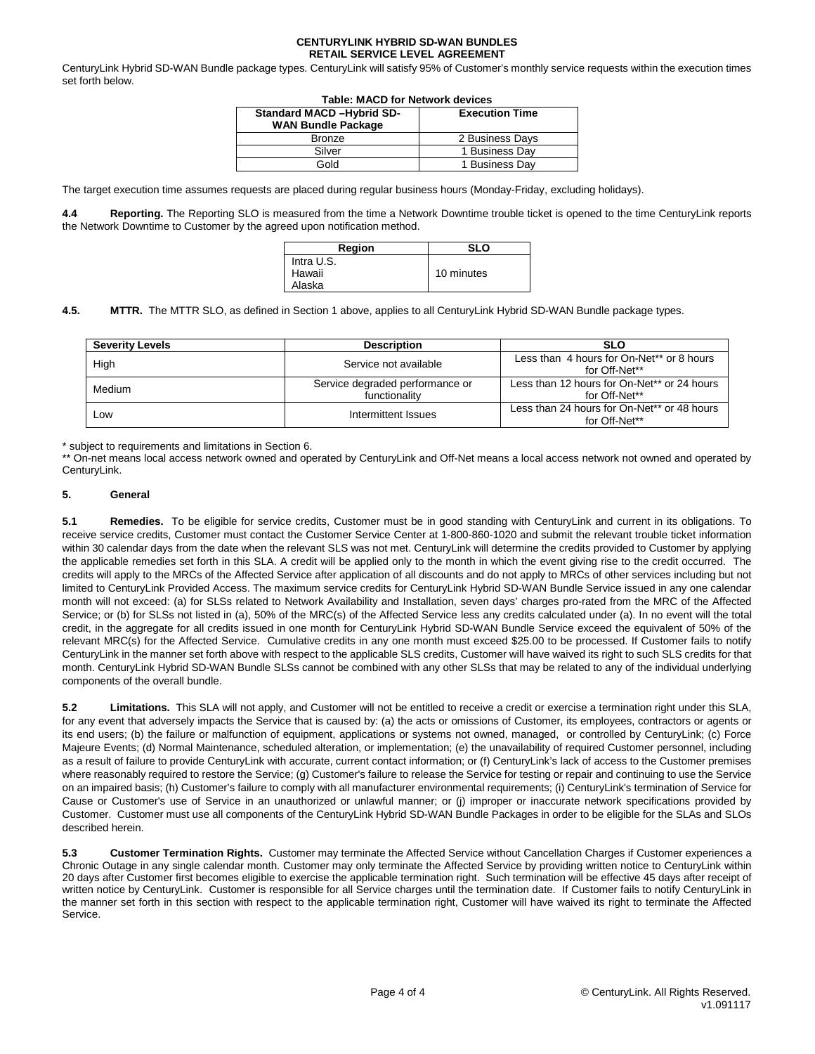CenturyLink Hybrid SD-WAN Bundle package types. CenturyLink will satisfy 95% of Customer's monthly service requests within the execution times set forth below.

**Table: MACD for Network devices**

| Standard MACD –Hybrid SD-WAN Bundle Package | Execution Time |
|---|---|
| Bronze | 2 Business Days |
| Silver | 1 Business Day |
| Gold | 1 Business Day |

The target execution time assumes requests are placed during regular business hours (Monday-Friday, excluding holidays).

**4.4 Reporting.** The Reporting SLO is measured from the time a Network Downtime trouble ticket is opened to the time CenturyLink reports the Network Downtime to Customer by the agreed upon notification method.

| Region | SLO |
|---|---|
| Intra U.S. Hawaii Alaska | 10 minutes |

**4.5. MTTR.** The MTTR SLO, as defined in Section 1 above, applies to all CenturyLink Hybrid SD-WAN Bundle package types.

| Severity Levels | Description | SLO |
|---|---|---|
| High | Service not available | Less than 4 hours for On-Net** or 8 hours for Off-Net** |
| Medium | Service degraded performance or functionality | Less than 12 hours for On-Net** or 24 hours for Off-Net** |
| Low | Intermittent Issues | Less than 24 hours for On-Net** or 48 hours for Off-Net** |

* subject to requirements and limitations in Section 6.

** On-net means local access network owned and operated by CenturyLink and Off-Net means a local access network not owned and operated by CenturyLink.

**5. General**

**5.1 Remedies.** To be eligible for service credits, Customer must be in good standing with CenturyLink and current in its obligations. To receive service credits, Customer must contact the Customer Service Center at 1-800-860-1020 and submit the relevant trouble ticket information within 30 calendar days from the date when the relevant SLS was not met. CenturyLink will determine the credits provided to Customer by applying the applicable remedies set forth in this SLA. A credit will be applied only to the month in which the event giving rise to the credit occurred. The credits will apply to the MRCs of the Affected Service after application of all discounts and do not apply to MRCs of other services including but not limited to CenturyLink Provided Access. The maximum service credits for CenturyLink Hybrid SD-WAN Bundle Service issued in any one calendar month will not exceed: (a) for SLSs related to Network Availability and Installation, seven days' charges pro-rated from the MRC of the Affected Service; or (b) for SLSs not listed in (a), 50% of the MRC(s) of the Affected Service less any credits calculated under (a). In no event will the total credit, in the aggregate for all credits issued in one month for CenturyLink Hybrid SD-WAN Bundle Service exceed the equivalent of 50% of the relevant MRC(s) for the Affected Service. Cumulative credits in any one month must exceed $25.00 to be processed. If Customer fails to notify CenturyLink in the manner set forth above with respect to the applicable SLS credits, Customer will have waived its right to such SLS credits for that month. CenturyLink Hybrid SD-WAN Bundle SLSs cannot be combined with any other SLSs that may be related to any of the individual underlying components of the overall bundle.

**5.2 Limitations.** This SLA will not apply, and Customer will not be entitled to receive a credit or exercise a termination right under this SLA, for any event that adversely impacts the Service that is caused by: (a) the acts or omissions of Customer, its employees, contractors or agents or its end users; (b) the failure or malfunction of equipment, applications or systems not owned, managed, or controlled by CenturyLink; (c) Force Majeure Events; (d) Normal Maintenance, scheduled alteration, or implementation; (e) the unavailability of required Customer personnel, including as a result of failure to provide CenturyLink with accurate, current contact information; or (f) CenturyLink's lack of access to the Customer premises where reasonably required to restore the Service; (g) Customer's failure to release the Service for testing or repair and continuing to use the Service on an impaired basis; (h) Customer's failure to comply with all manufacturer environmental requirements; (i) CenturyLink's termination of Service for Cause or Customer's use of Service in an unauthorized or unlawful manner; or (j) improper or inaccurate network specifications provided by Customer. Customer must use all components of the CenturyLink Hybrid SD-WAN Bundle Packages in order to be eligible for the SLAs and SLOs described herein.

**5.3 Customer Termination Rights.** Customer may terminate the Affected Service without Cancellation Charges if Customer experiences a Chronic Outage in any single calendar month. Customer may only terminate the Affected Service by providing written notice to CenturyLink within 20 days after Customer first becomes eligible to exercise the applicable termination right. Such termination will be effective 45 days after receipt of written notice by CenturyLink. Customer is responsible for all Service charges until the termination date. If Customer fails to notify CenturyLink in the manner set forth in this section with respect to the applicable termination right, Customer will have waived its right to terminate the Affected Service.